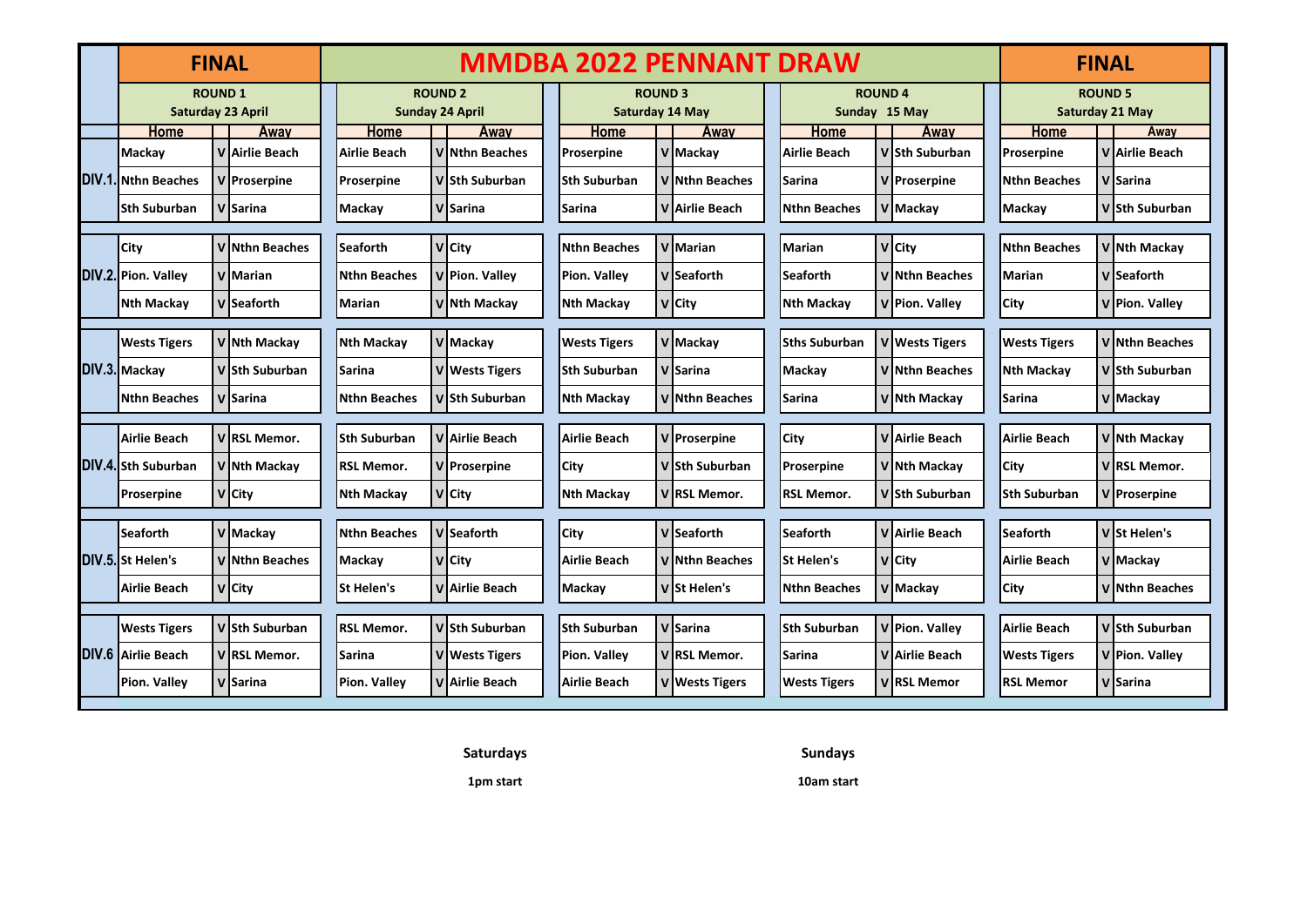# MMDBA 2022 PENNANT DRAW

| | FINAL | | | | | | | | | | | | | | FINAL | | |
|---|---|---|---|---|---|---|---|---|---|---|---|---|---|---|---|---|---|
| | ROUND 1 Saturday 23 April | | | ROUND 2 Sunday 24 April | | | ROUND 3 Saturday 14 May | | | ROUND 4 Sunday 15 May | | | ROUND 5 Saturday 21 May | | | | |
| | Home | | Away | Home | | Away | Home | | Away | Home | | Away | Home | | Away | | |
| DIV.1. | Mackay | V | Airlie Beach | Airlie Beach | V | Nthn Beaches | Proserpine | V | Mackay | Airlie Beach | V | Sth Suburban | Proserpine | V | Airlie Beach | | |
| | Nthn Beaches | V | Proserpine | Proserpine | V | Sth Suburban | Sth Suburban | V | Nthn Beaches | Sarina | V | Proserpine | Nthn Beaches | V | Sarina | | |
| | Sth Suburban | V | Sarina | Mackay | V | Sarina | Sarina | V | Airlie Beach | Nthn Beaches | V | Mackay | Mackay | V | Sth Suburban | | |
| DIV.2. | City | V | Nthn Beaches | Seaforth | V | City | Nthn Beaches | V | Marian | Marian | V | City | Nthn Beaches | V | Nth Mackay | | |
| | Pion. Valley | V | Marian | Nthn Beaches | V | Pion. Valley | Pion. Valley | V | Seaforth | Seaforth | V | Nthn Beaches | Marian | V | Seaforth | | |
| | Nth Mackay | V | Seaforth | Marian | V | Nth Mackay | Nth Mackay | V | City | Nth Mackay | V | Pion. Valley | City | V | Pion. Valley | | |
| DIV.3. | Wests Tigers | V | Nth Mackay | Nth Mackay | V | Mackay | Wests Tigers | V | Mackay | Sths Suburban | V | Wests Tigers | Wests Tigers | V | Nthn Beaches | | |
| | Mackay | V | Sth Suburban | Sarina | V | Wests Tigers | Sth Suburban | V | Sarina | Mackay | V | Nthn Beaches | Nth Mackay | V | Sth Suburban | | |
| | Nthn Beaches | V | Sarina | Nthn Beaches | V | Sth Suburban | Nth Mackay | V | Nthn Beaches | Sarina | V | Nth Mackay | Sarina | V | Mackay | | |
| DIV.4. | Airlie Beach | V | RSL Memor. | Sth Suburban | V | Airlie Beach | Airlie Beach | V | Proserpine | City | V | Airlie Beach | Airlie Beach | V | Nth Mackay | | |
| | Sth Suburban | V | Nth Mackay | RSL Memor. | V | Proserpine | City | V | Sth Suburban | Proserpine | V | Nth Mackay | City | V | RSL Memor. | | |
| | Proserpine | V | City | Nth Mackay | V | City | Nth Mackay | V | RSL Memor. | RSL Memor. | V | Sth Suburban | Sth Suburban | V | Proserpine | | |
| DIV.5. | Seaforth | V | Mackay | Nthn Beaches | V | Seaforth | City | V | Seaforth | Seaforth | V | Airlie Beach | Seaforth | V | St Helen's | | |
| | St Helen's | V | Nthn Beaches | Mackay | V | City | Airlie Beach | V | Nthn Beaches | St Helen's | V | City | Airlie Beach | V | Mackay | | |
| | Airlie Beach | V | City | St Helen's | V | Airlie Beach | Mackay | V | St Helen's | Nthn Beaches | V | Mackay | City | V | Nthn Beaches | | |
| DIV.6 | Wests Tigers | V | Sth Suburban | RSL Memor. | V | Sth Suburban | Sth Suburban | V | Sarina | Sth Suburban | V | Pion. Valley | Airlie Beach | V | Sth Suburban | | |
| | Airlie Beach | V | RSL Memor. | Sarina | V | Wests Tigers | Pion. Valley | V | RSL Memor. | Sarina | V | Airlie Beach | Wests Tigers | V | Pion. Valley | | |
| | Pion. Valley | V | Sarina | Pion. Valley | V | Airlie Beach | Airlie Beach | V | Wests Tigers | Wests Tigers | V | RSL Memor | RSL Memor | V | Sarina | | |

**Saturdays**

**1pm start**

**Sundays**

**10am start**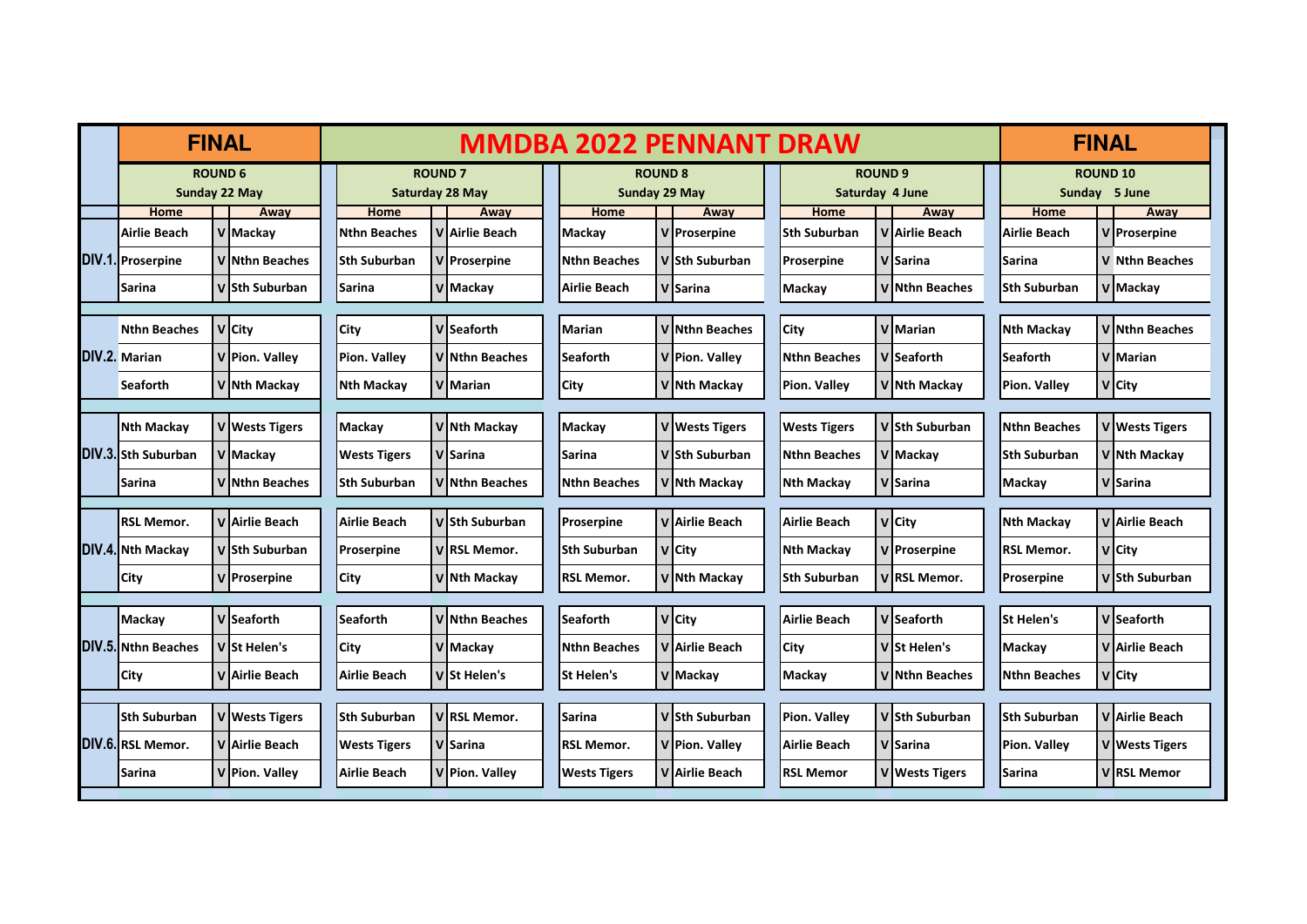# MMDBA 2022 PENNANT DRAW

| | FINAL | | | | | | | | | | | | | | FINAL | | |
|---|---|---|---|---|---|---|---|---|---|---|---|---|---|---|---|---|---|
| | ROUND 6 Sunday 22 May | | | ROUND 7 Saturday 28 May | | | ROUND 8 Sunday 29 May | | | ROUND 9 Saturday 4 June | | | ROUND 10 Sunday 5 June | | | | |
| | Home | | Away | Home | | Away | Home | | Away | Home | | Away | Home | | Away | | |
| DIV.1. | Airlie Beach | V | Mackay | Nthn Beaches | V | Airlie Beach | Mackay | V | Proserpine | Sth Suburban | V | Airlie Beach | Airlie Beach | V | Proserpine | | |
| | Proserpine | V | Nthn Beaches | Sth Suburban | V | Proserpine | Nthn Beaches | V | Sth Suburban | Proserpine | V | Sarina | Sarina | V | Nthn Beaches | | |
| | Sarina | V | Sth Suburban | Sarina | V | Mackay | Airlie Beach | V | Sarina | Mackay | V | Nthn Beaches | Sth Suburban | V | Mackay | | |
| DIV.2. | Nthn Beaches | V | City | City | V | Seaforth | Marian | V | Nthn Beaches | City | V | Marian | Nth Mackay | V | Nthn Beaches | | |
| | Marian | V | Pion. Valley | Pion. Valley | V | Nthn Beaches | Seaforth | V | Pion. Valley | Nthn Beaches | V | Seaforth | Seaforth | V | Marian | | |
| | Seaforth | V | Nth Mackay | Nth Mackay | V | Marian | City | V | Nth Mackay | Pion. Valley | V | Nth Mackay | Pion. Valley | V | City | | |
| DIV.3. | Nth Mackay | V | Wests Tigers | Mackay | V | Nth Mackay | Mackay | V | Wests Tigers | Wests Tigers | V | Sth Suburban | Nthn Beaches | V | Wests Tigers | | |
| | Sth Suburban | V | Mackay | Wests Tigers | V | Sarina | Sarina | V | Sth Suburban | Nthn Beaches | V | Mackay | Sth Suburban | V | Nth Mackay | | |
| | Sarina | V | Nthn Beaches | Sth Suburban | V | Nthn Beaches | Nthn Beaches | V | Nth Mackay | Nth Mackay | V | Sarina | Mackay | V | Sarina | | |
| DIV.4. | RSL Memor. | V | Airlie Beach | Airlie Beach | V | Sth Suburban | Proserpine | V | Airlie Beach | Airlie Beach | V | City | Nth Mackay | V | Airlie Beach | | |
| | Nth Mackay | V | Sth Suburban | Proserpine | V | RSL Memor. | Sth Suburban | V | City | Nth Mackay | V | Proserpine | RSL Memor. | V | City | | |
| | City | V | Proserpine | City | V | Nth Mackay | RSL Memor. | V | Nth Mackay | Sth Suburban | V | RSL Memor. | Proserpine | V | Sth Suburban | | |
| DIV.5. | Mackay | V | Seaforth | Seaforth | V | Nthn Beaches | Seaforth | V | City | Airlie Beach | V | Seaforth | St Helen's | V | Seaforth | | |
| | Nthn Beaches | V | St Helen's | City | V | Mackay | Nthn Beaches | V | Airlie Beach | City | V | St Helen's | Mackay | V | Airlie Beach | | |
| | City | V | Airlie Beach | Airlie Beach | V | St Helen's | St Helen's | V | Mackay | Mackay | V | Nthn Beaches | Nthn Beaches | V | City | | |
| DIV.6. | Sth Suburban | V | Wests Tigers | Sth Suburban | V | RSL Memor. | Sarina | V | Sth Suburban | Pion. Valley | V | Sth Suburban | Sth Suburban | V | Airlie Beach | | |
| | RSL Memor. | V | Airlie Beach | Wests Tigers | V | Sarina | RSL Memor. | V | Pion. Valley | Airlie Beach | V | Sarina | Pion. Valley | V | Wests Tigers | | |
| | Sarina | V | Pion. Valley | Airlie Beach | V | Pion. Valley | Wests Tigers | V | Airlie Beach | RSL Memor | V | Wests Tigers | Sarina | V | RSL Memor | | |